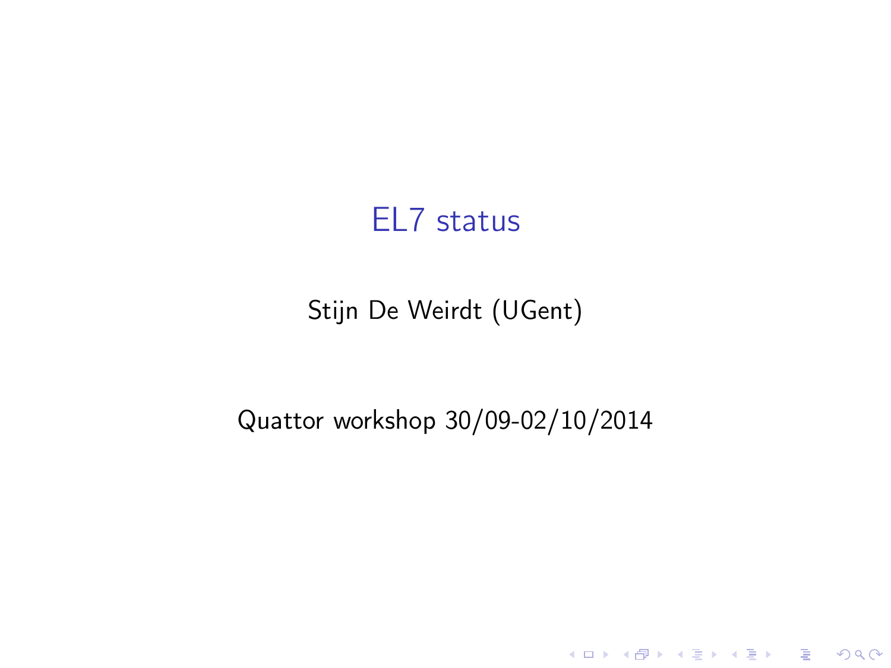# EL7 status

Stijn De Weirdt (UGent)

Quattor workshop 30/09-02/10/2014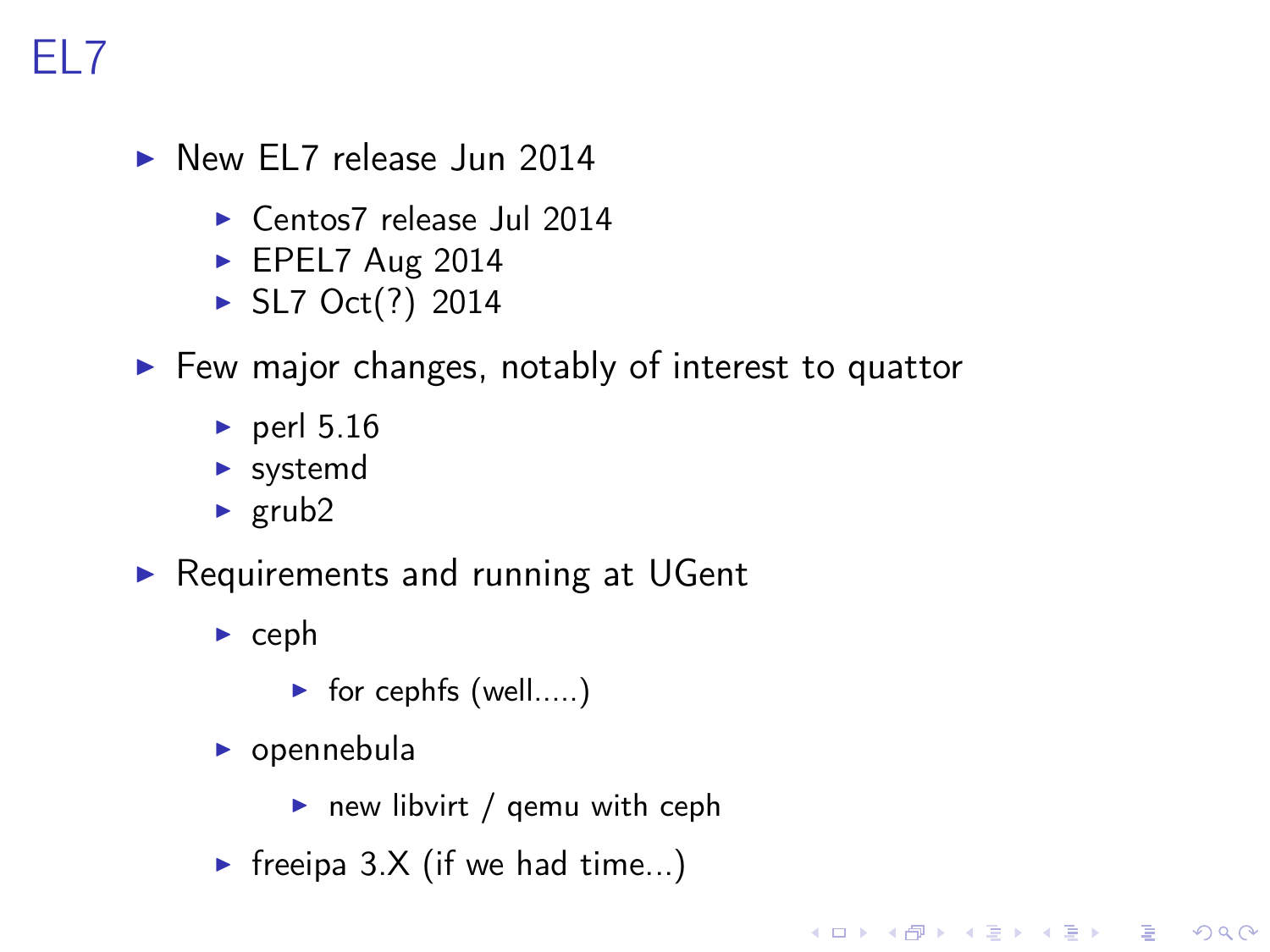# EL7

- New EL7 release Jun 2014
  - Centos7 release Jul 2014
  - EPEL7 Aug 2014
  - SL7 Oct(?) 2014
- Few major changes, notably of interest to quattor
  - perl 5.16
  - systemd
  - grub2
- Requirements and running at UGent
  - ceph
    - for cephfs (well.....)
  - opennebula
    - new libvirt / qemu with ceph
  - freeipa 3.X (if we had time...)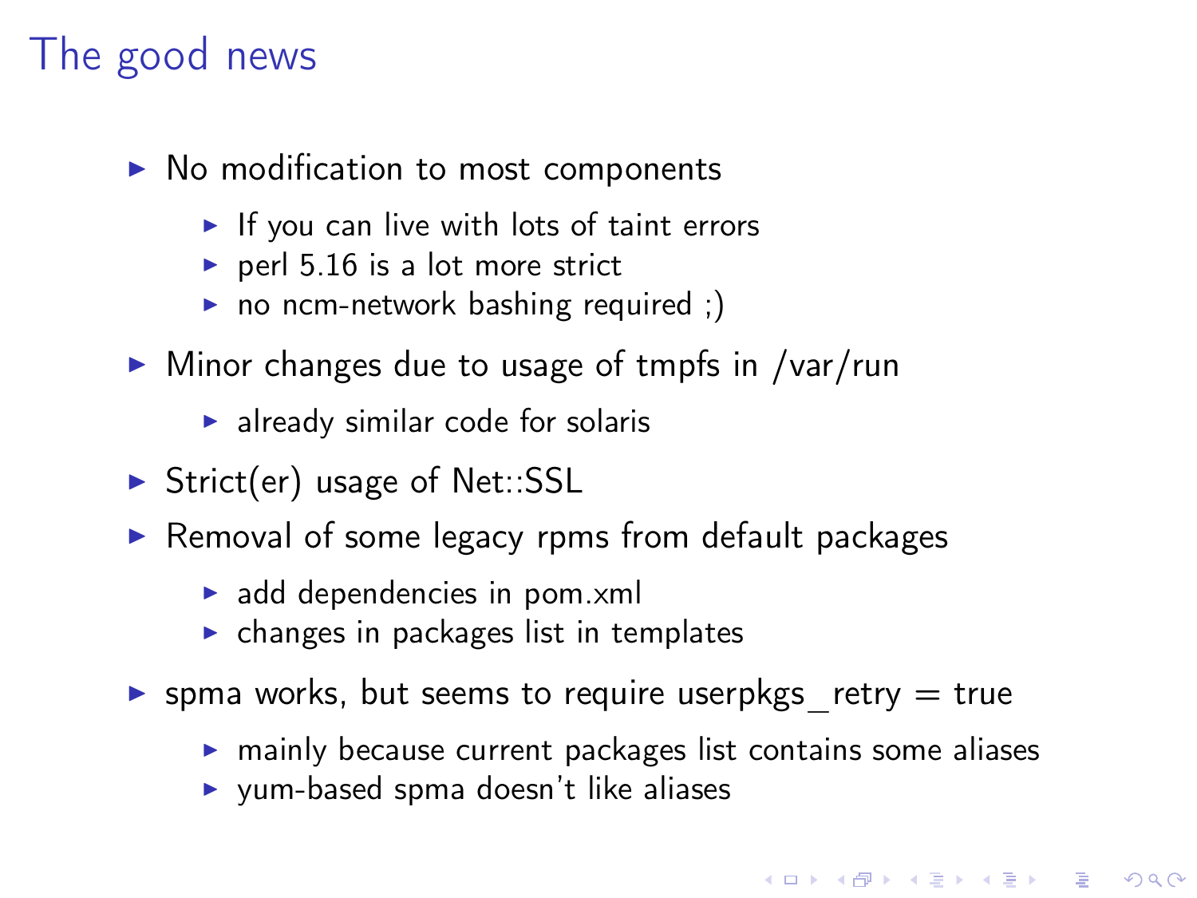# The good news

- No modification to most components
  - If you can live with lots of taint errors
  - perl 5.16 is a lot more strict
  - no ncm-network bashing required ;)
- Minor changes due to usage of tmpfs in /var/run
  - already similar code for solaris
- Strict(er) usage of Net::SSL
- Removal of some legacy rpms from default packages
  - add dependencies in pom.xml
  - changes in packages list in templates
- spma works, but seems to require userpkgs_retry = true
  - mainly because current packages list contains some aliases
  - yum-based spma doesn't like aliases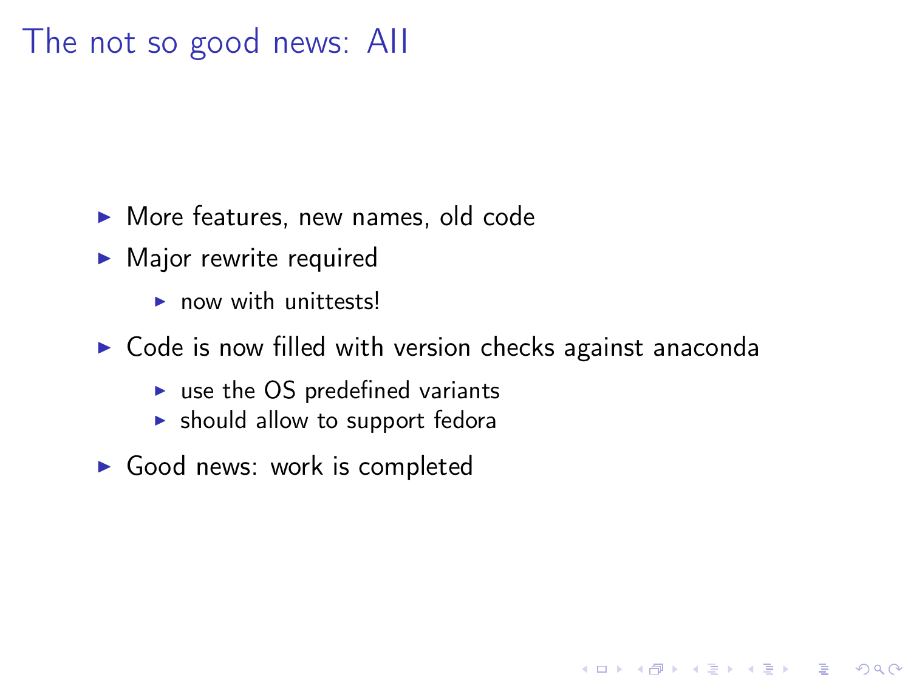# The not so good news: AII

- More features, new names, old code
- Major rewrite required
  - now with unittests!
- Code is now filled with version checks against anaconda
  - use the OS predefined variants
  - should allow to support fedora
- Good news: work is completed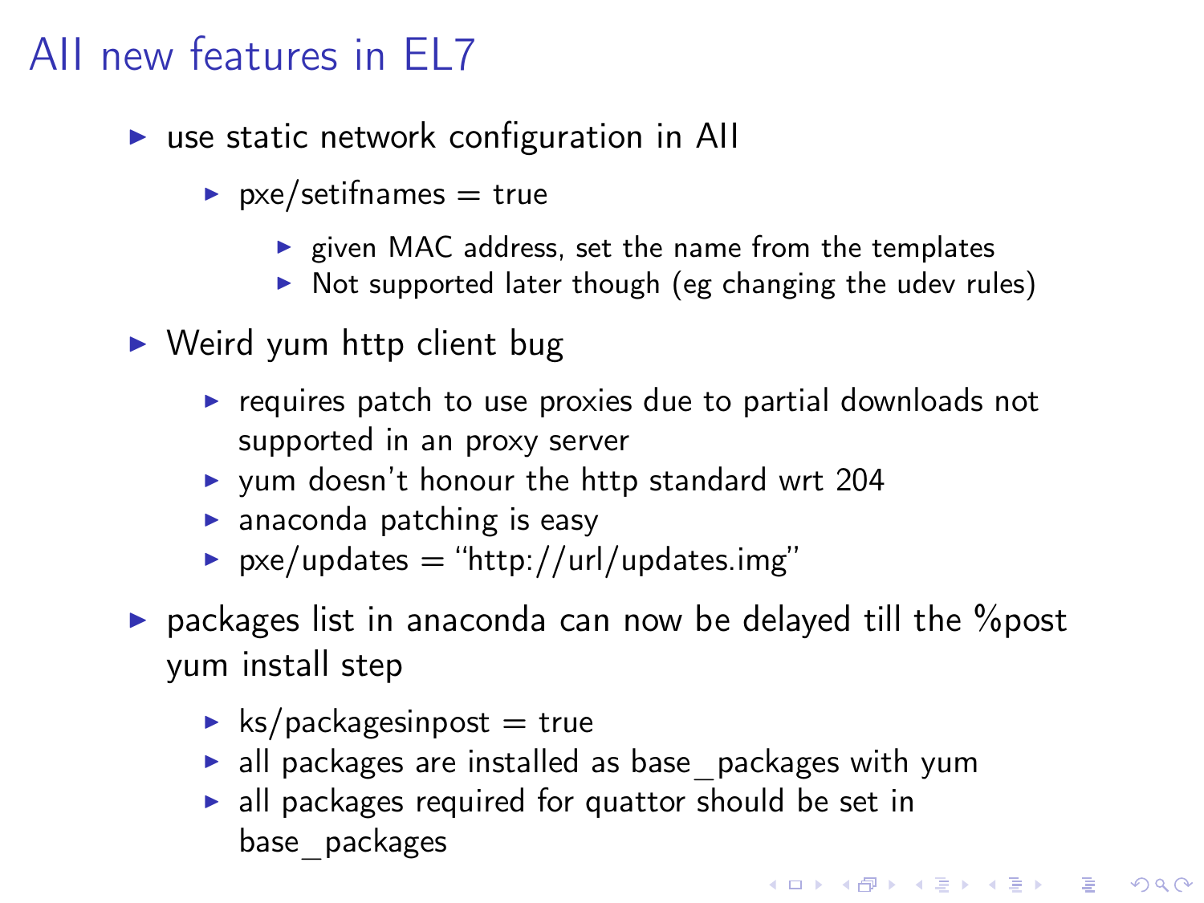# AII new features in EL7

- use static network configuration in AII
  - pxe/setifnames = true
    - given MAC address, set the name from the templates
    - Not supported later though (eg changing the udev rules)
- Weird yum http client bug
  - requires patch to use proxies due to partial downloads not supported in an proxy server
  - yum doesn't honour the http standard wrt 204
  - anaconda patching is easy
  - pxe/updates = "http://url/updates.img"
- packages list in anaconda can now be delayed till the %post yum install step
  - ks/packagesinpost = true
  - all packages are installed as base_packages with yum
  - all packages required for quattor should be set in base_packages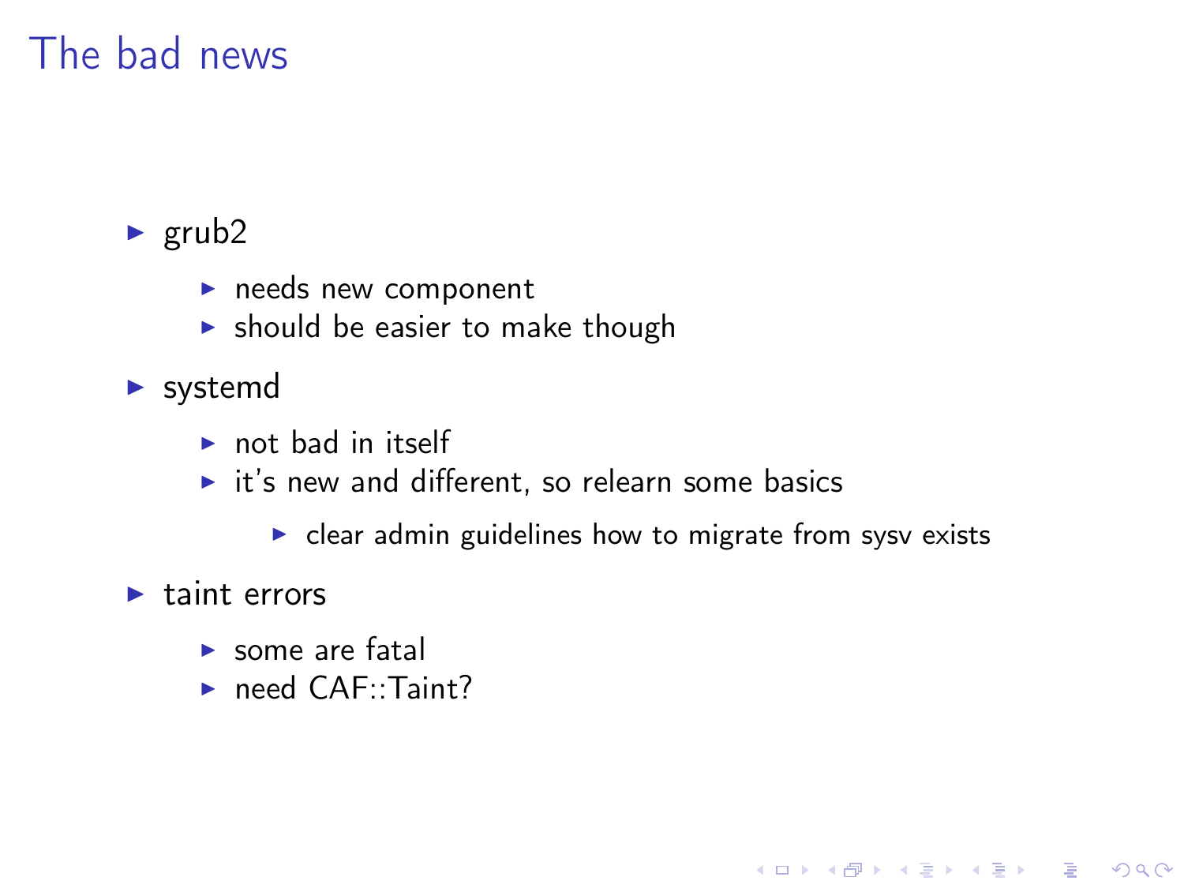# The bad news

- grub2
  - needs new component
  - should be easier to make though
- systemd
  - not bad in itself
  - it's new and different, so relearn some basics
    - clear admin guidelines how to migrate from sysv exists
- taint errors
  - some are fatal
  - need CAF::Taint?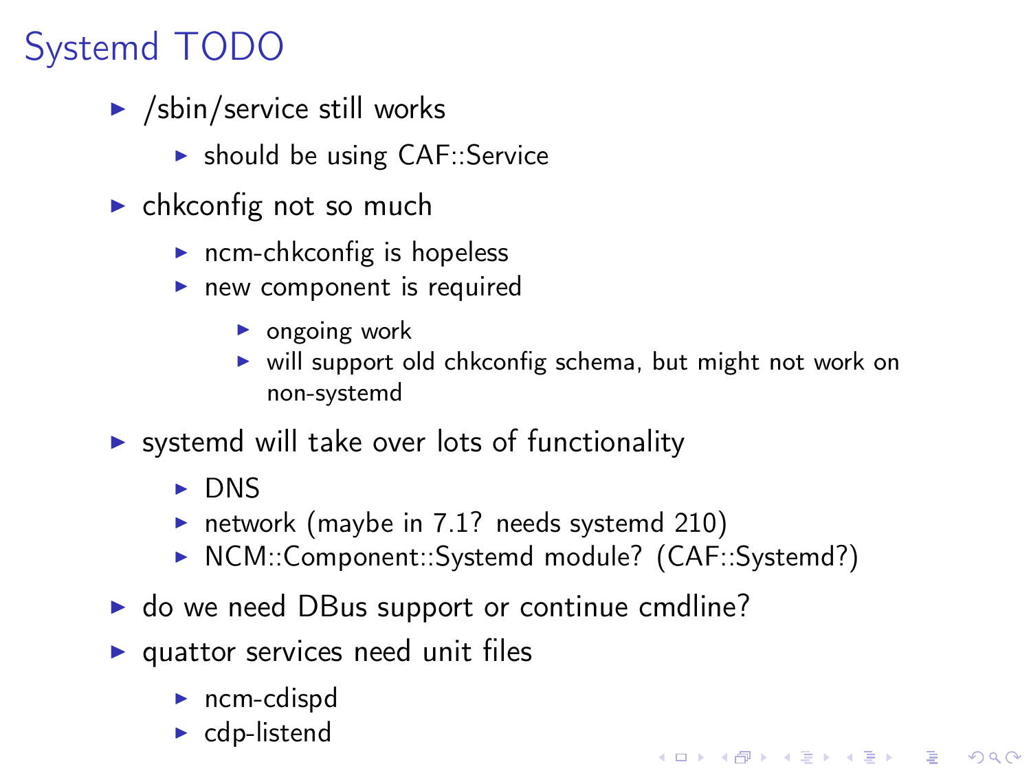# Systemd TODO

- /sbin/service still works
  - should be using CAF::Service
- chkconfig not so much
  - ncm-chkconfig is hopeless
  - new component is required
    - ongoing work
    - will support old chkconfig schema, but might not work on non-systemd
- systemd will take over lots of functionality
  - DNS
  - network (maybe in 7.1? needs systemd 210)
  - NCM::Component::Systemd module? (CAF::Systemd?)
- do we need DBus support or continue cmdline?
- quattor services need unit files
  - ncm-cdispd
  - cdp-listend